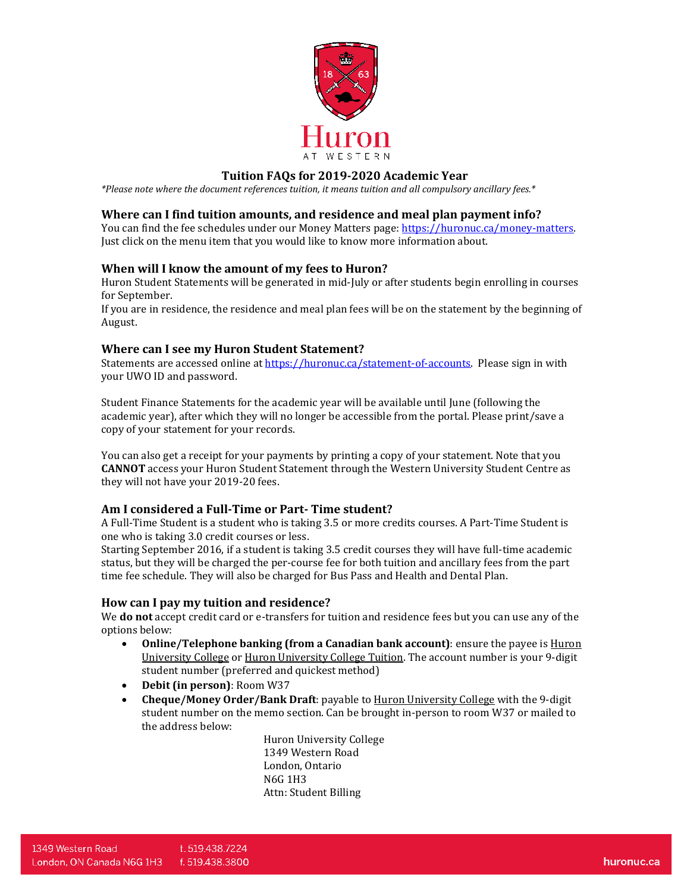# Tuition FAQs for 2019-2020 Academic Year

*\*Please note where the document references tuition, it means tuition and all compulsory ancillary fees.\**

## Where can I find tuition amounts, and residence and meal plan payment info?

You can find the fee schedules under our Money Matters page: https://huronuc.ca/money-matters. Just click on the menu item that you would like to know more information about.

## When will I know the amount of my fees to Huron?

Huron Student Statements will be generated in mid-July or after students begin enrolling in courses for September.

If you are in residence, the residence and meal plan fees will be on the statement by the beginning of August.

## Where can I see my Huron Student Statement?

Statements are accessed online at https://huronuc.ca/statement-of-accounts. Please sign in with your UWO ID and password.

Student Finance Statements for the academic year will be available until June (following the academic year), after which they will no longer be accessible from the portal. Please print/save a copy of your statement for your records.

You can also get a receipt for your payments by printing a copy of your statement. Note that you **CANNOT** access your Huron Student Statement through the Western University Student Centre as they will not have your 2019-20 fees.

## Am I considered a Full-Time or Part- Time student?

A Full-Time Student is a student who is taking 3.5 or more credits courses. A Part-Time Student is one who is taking 3.0 credit courses or less.

Starting September 2016, if a student is taking 3.5 credit courses they will have full-time academic status, but they will be charged the per-course fee for both tuition and ancillary fees from the part time fee schedule. They will also be charged for Bus Pass and Health and Dental Plan.

## How can I pay my tuition and residence?

We **do not** accept credit card or e-transfers for tuition and residence fees but you can use any of the options below:

- **Online/Telephone banking (from a Canadian bank account)**: ensure the payee is Huron University College or Huron University College Tuition. The account number is your 9-digit student number (preferred and quickest method)
- **Debit (in person)**: Room W37
- **Cheque/Money Order/Bank Draft**: payable to Huron University College with the 9-digit student number on the memo section. Can be brought in-person to room W37 or mailed to the address below:

  Huron University College  
  1349 Western Road  
  London, Ontario  
  N6G 1H3  
  Attn: Student Billing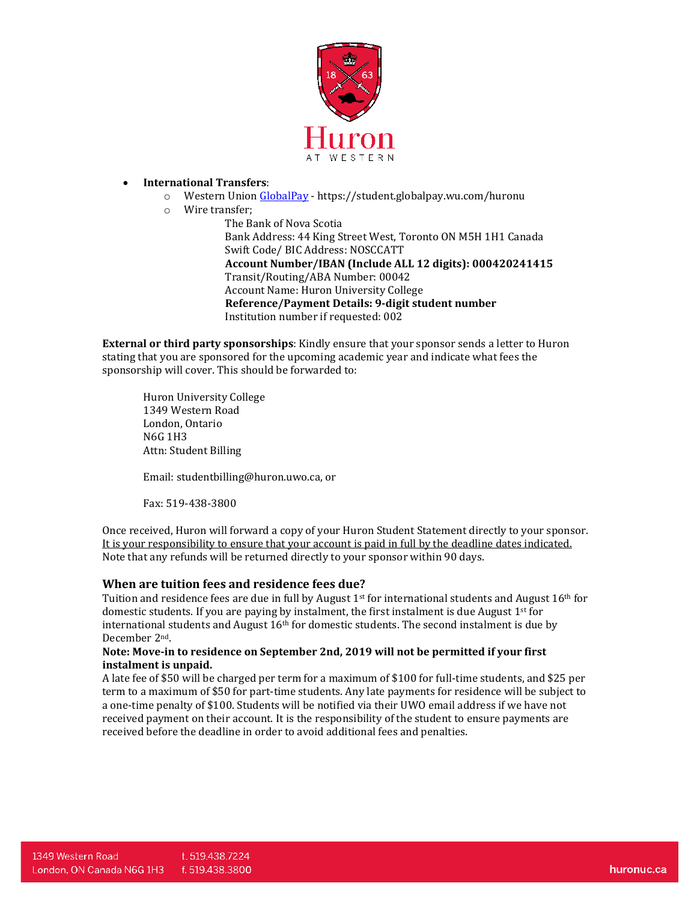- **International Transfers**:
  - Western Union [GlobalPay](https://student.globalpay.wu.com/huronu) - https://student.globalpay.wu.com/huronu
  - Wire transfer;

    The Bank of Nova Scotia
    Bank Address: 44 King Street West, Toronto ON M5H 1H1 Canada
    Swift Code/ BIC Address: NOSCCATT
    **Account Number/IBAN (Include ALL 12 digits): 000420241415**
    Transit/Routing/ABA Number: 00042
    Account Name: Huron University College
    **Reference/Payment Details: 9-digit student number**
    Institution number if requested: 002

**External or third party sponsorships**: Kindly ensure that your sponsor sends a letter to Huron stating that you are sponsored for the upcoming academic year and indicate what fees the sponsorship will cover. This should be forwarded to:

> Huron University College
> 1349 Western Road
> London, Ontario
> N6G 1H3
> Attn: Student Billing
>
> Email: studentbilling@huron.uwo.ca, or
>
> Fax: 519-438-3800

Once received, Huron will forward a copy of your Huron Student Statement directly to your sponsor. <u>It is your responsibility to ensure that your account is paid in full by the deadline dates indicated.</u> Note that any refunds will be returned directly to your sponsor within 90 days.

### When are tuition fees and residence fees due?

Tuition and residence fees are due in full by August 1st for international students and August 16th for domestic students. If you are paying by instalment, the first instalment is due August 1st for international students and August 16th for domestic students. The second instalment is due by December 2nd.

**Note: Move-in to residence on September 2nd, 2019 will not be permitted if your first instalment is unpaid.**

A late fee of $50 will be charged per term for a maximum of $100 for full-time students, and $25 per term to a maximum of $50 for part-time students. Any late payments for residence will be subject to a one-time penalty of $100. Students will be notified via their UWO email address if we have not received payment on their account. It is the responsibility of the student to ensure payments are received before the deadline in order to avoid additional fees and penalties.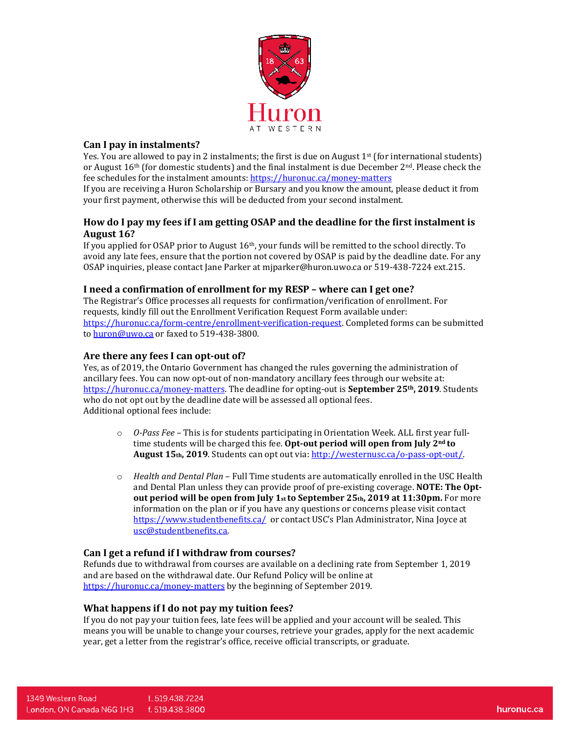### Can I pay in instalments?

Yes. You are allowed to pay in 2 instalments; the first is due on August 1st (for international students) or August 16th (for domestic students) and the final instalment is due December 2nd. Please check the fee schedules for the instalment amounts: https://huronuc.ca/money-matters

If you are receiving a Huron Scholarship or Bursary and you know the amount, please deduct it from your first payment, otherwise this will be deducted from your second instalment.

### How do I pay my fees if I am getting OSAP and the deadline for the first instalment is August 16?

If you applied for OSAP prior to August 16th, your funds will be remitted to the school directly. To avoid any late fees, ensure that the portion not covered by OSAP is paid by the deadline date. For any OSAP inquiries, please contact Jane Parker at mjparker@huron.uwo.ca or 519-438-7224 ext.215.

### I need a confirmation of enrollment for my RESP – where can I get one?

The Registrar's Office processes all requests for confirmation/verification of enrollment. For requests, kindly fill out the Enrollment Verification Request Form available under: https://huronuc.ca/form-centre/enrollment-verification-request. Completed forms can be submitted to huron@uwo.ca or faxed to 519-438-3800.

### Are there any fees I can opt-out of?

Yes, as of 2019, the Ontario Government has changed the rules governing the administration of ancillary fees. You can now opt-out of non-mandatory ancillary fees through our website at: https://huronuc.ca/money-matters. The deadline for opting-out is **September 25th, 2019**. Students who do not opt out by the deadline date will be assessed all optional fees.

Additional optional fees include:

- *O-Pass Fee* – This is for students participating in Orientation Week. ALL first year full-time students will be charged this fee. **Opt-out period will open from July 2nd to August 15th, 2019**. Students can opt out via: http://westernusc.ca/o-pass-opt-out/.

- *Health and Dental Plan* – Full Time students are automatically enrolled in the USC Health and Dental Plan unless they can provide proof of pre-existing coverage. **NOTE: The Opt-out period will be open from July 1st to September 25th, 2019 at 11:30pm.** For more information on the plan or if you have any questions or concerns please visit contact https://www.studentbenefits.ca/ or contact USC's Plan Administrator, Nina Joyce at usc@studentbenefits.ca.

### Can I get a refund if I withdraw from courses?

Refunds due to withdrawal from courses are available on a declining rate from September 1, 2019 and are based on the withdrawal date. Our Refund Policy will be online at https://huronuc.ca/money-matters by the beginning of September 2019.

### What happens if I do not pay my tuition fees?

If you do not pay your tuition fees, late fees will be applied and your account will be sealed. This means you will be unable to change your courses, retrieve your grades, apply for the next academic year, get a letter from the registrar's office, receive official transcripts, or graduate.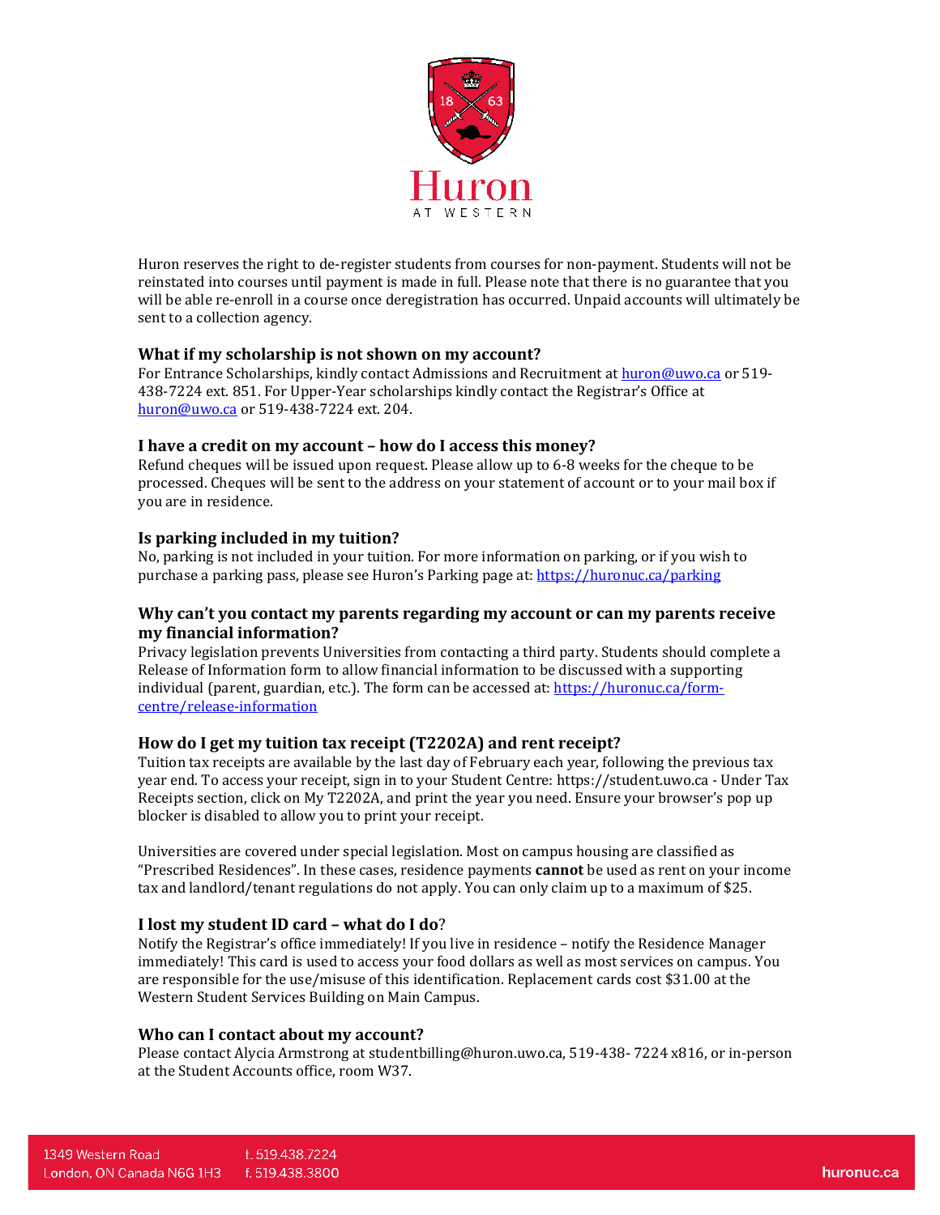Huron reserves the right to de-register students from courses for non-payment. Students will not be reinstated into courses until payment is made in full. Please note that there is no guarantee that you will be able re-enroll in a course once deregistration has occurred. Unpaid accounts will ultimately be sent to a collection agency.

### What if my scholarship is not shown on my account?

For Entrance Scholarships, kindly contact Admissions and Recruitment at [huron@uwo.ca](mailto:huron@uwo.ca) or 519-438-7224 ext. 851. For Upper-Year scholarships kindly contact the Registrar's Office at [huron@uwo.ca](mailto:huron@uwo.ca) or 519-438-7224 ext. 204.

### I have a credit on my account – how do I access this money?

Refund cheques will be issued upon request. Please allow up to 6-8 weeks for the cheque to be processed. Cheques will be sent to the address on your statement of account or to your mail box if you are in residence.

### Is parking included in my tuition?

No, parking is not included in your tuition. For more information on parking, or if you wish to purchase a parking pass, please see Huron's Parking page at: [https://huronuc.ca/parking](https://huronuc.ca/parking)

### Why can't you contact my parents regarding my account or can my parents receive my financial information?

Privacy legislation prevents Universities from contacting a third party. Students should complete a Release of Information form to allow financial information to be discussed with a supporting individual (parent, guardian, etc.). The form can be accessed at: [https://huronuc.ca/form-centre/release-information](https://huronuc.ca/form-centre/release-information)

### How do I get my tuition tax receipt (T2202A) and rent receipt?

Tuition tax receipts are available by the last day of February each year, following the previous tax year end. To access your receipt, sign in to your Student Centre: https://student.uwo.ca - Under Tax Receipts section, click on My T2202A, and print the year you need. Ensure your browser's pop up blocker is disabled to allow you to print your receipt.

Universities are covered under special legislation. Most on campus housing are classified as "Prescribed Residences". In these cases, residence payments **cannot** be used as rent on your income tax and landlord/tenant regulations do not apply. You can only claim up to a maximum of $25.

### I lost my student ID card – what do I do?

Notify the Registrar's office immediately! If you live in residence – notify the Residence Manager immediately! This card is used to access your food dollars as well as most services on campus. You are responsible for the use/misuse of this identification. Replacement cards cost $31.00 at the Western Student Services Building on Main Campus.

### Who can I contact about my account?

Please contact Alycia Armstrong at studentbilling@huron.uwo.ca, 519-438- 7224 x816, or in-person at the Student Accounts office, room W37.